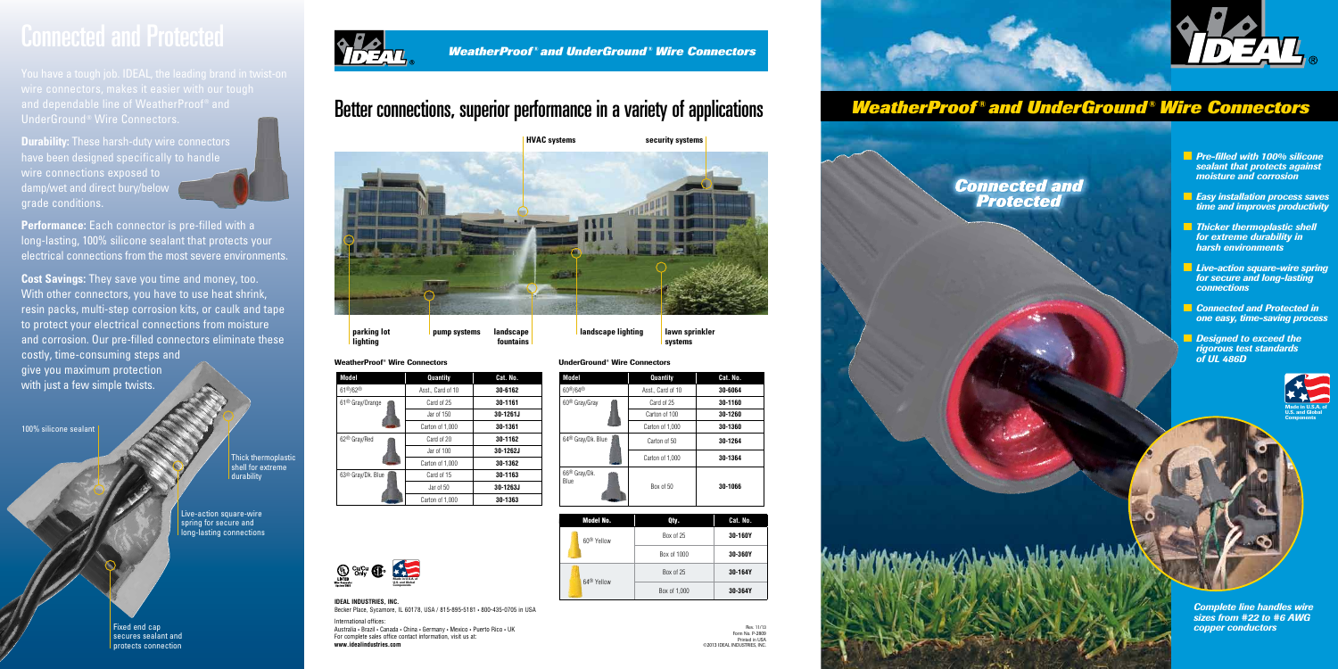# Connected and Protected

You have a tough job. IDEAL, the leading brand in twist-on wire connectors, makes it easier with our tough and dependable line of WeatherProof® and UnderGround® Wire Connectors.

**Durability:** These harsh-duty wire connectors have been designed specifically to handle wire connections exposed to damp/wet and direct bury/below grade conditions.

**Performance:** Each connector is pre-filled with a long-lasting, 100% silicone sealant that protects your electrical connections from the most severe environments.

**Cost Savings:** They save you time and money, too. With other connectors, you have to use heat shrink, resin packs, multi-step corrosion kits, or caulk and tape to protect your electrical connections from moisture and corrosion. Our pre-filled connectors eliminate these costly, time-consuming steps and give you maximum protection with just a few simple twists.

100% silicone sealant

Thick thermoplastic shell for extreme durability

Live-action square-wire spring for secure and long-lasting connections

Fixed end cap secures sealant and protects connection

## *WeatherProof® and UnderGround® Wire Connectors*

## Better connections, superior performance in a variety of applications

HVAC systems · security systems · parking lot lighting · pump systems · landscape fountains · landscape lighting · lawn sprinkler systems

### WeatherProof® Wire Connectors

| Model | Quantity | Cat. No. |
|---|---|---|
| 61®/62® | Asst., Card of 10 | 30-6162 |
| 61® Gray/Orange | Card of 25 | 30-1161 |
| | Jar of 150 | 30-1261J |
| | Carton of 1,000 | 30-1361 |
| 62® Gray/Red | Card of 20 | 30-1162 |
| | Jar of 100 | 30-1262J |
| | Carton of 1,000 | 30-1362 |
| 63® Gray/Dk. Blue | Card of 15 | 30-1163 |
| | Jar of 50 | 30-1263J |
| | Carton of 1,000 | 30-1363 |

### UnderGround® Wire Connectors

| Model | Quantity | Cat. No. |
|---|---|---|
| 60®/64® | Asst., Card of 10 | 30-6064 |
| 60® Gray/Gray | Card of 25 | 30-1160 |
| | Carton of 100 | 30-1260 |
| | Carton of 1,000 | 30-1360 |
| 64® Gray/Dk. Blue | Carton of 50 | 30-1264 |
| | Carton of 1,000 | 30-1364 |
| 66® Gray/Dk. Blue | Box of 50 | 30-1066 |

| Model No. | Qty. | Cat. No. |
|---|---|---|
| 60® Yellow | Box of 25 | 30-160Y |
| | Box of 1000 | 30-360Y |
| 64® Yellow | Box of 25 | 30-164Y |
| | Box of 1,000 | 30-364Y |

Cu/Cu Only

**IDEAL INDUSTRIES, INC.**
Becker Place, Sycamore, IL 60178, USA / 815-895-5181 • 800-435-0705 in USA

International offices:
Australia • Brazil • Canada • China • Germany • Mexico • Puerto Rico • UK
For complete sales office contact information, visit us at:
**www.idealindustries.com**

Rev. 11/13
Form No. P-2809
Printed in USA
©2013 IDEAL INDUSTRIES, INC.

## *WeatherProof® and UnderGround® Wire Connectors*

***Connected and Protected***

- ***Pre-filled with 100% silicone sealant that protects against moisture and corrosion***
- ***Easy installation process saves time and improves productivity***
- ***Thicker thermoplastic shell for extreme durability in harsh environments***
- ***Live-action square-wire spring for secure and long-lasting connections***
- ***Connected and Protected in one easy, time-saving process***
- ***Designed to exceed the rigorous test standards of UL 486D***

Made in U.S.A. of U.S. and Global Components

***Complete line handles wire sizes from #22 to #6 AWG copper conductors***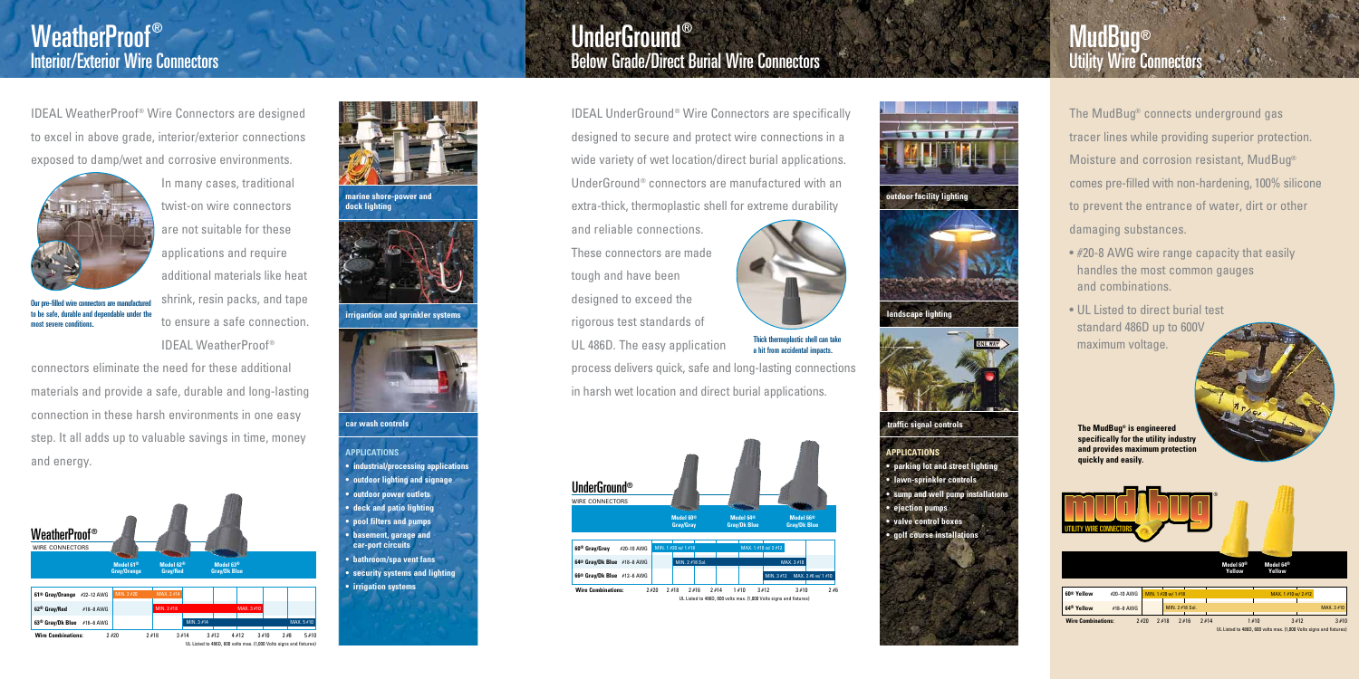# WeatherProof®
## Interior/Exterior Wire Connectors

IDEAL WeatherProof® Wire Connectors are designed to excel in above grade, interior/exterior connections exposed to damp/wet and corrosive environments.

In many cases, traditional twist-on wire connectors are not suitable for these applications and require additional materials like heat shrink, resin packs, and tape to ensure a safe connection. IDEAL WeatherProof® connectors eliminate the need for these additional materials and provide a safe, durable and long-lasting connection in these harsh environments in one easy step. It all adds up to valuable savings in time, money and energy.

Our pre-filled wire connectors are manufactured to be safe, durable and dependable under the most severe conditions.

marine shore-power and dock lighting

irrigantion and sprinkler systems

car wash controls

**APPLICATIONS**

- industrial/processing applications
- outdoor lighting and signage
- outdoor power outlets
- deck and patio lighting
- pool filters and pumps
- basement, garage and car-port circuits
- bathroom/spa vent fans
- security systems and lighting
- irrigation systems

**WeatherProof®**
WIRE CONNECTORS

Model 61® Gray/Orange | Model 62® Gray/Red | Model 63® Gray/Dk Blue

| | | | | | | | | | | |
|---|---|---|---|---|---|---|---|---|---|---|
| 61® Gray/Orange | #22–12 AWG | MIN. 2 #20 | | MAX. 2 #14 | | | | | | |
| 62® Gray/Red | #18–8 AWG | | | MIN. 2 #18 | | | | MAX. 3 #10 | | |
| 63® Gray/Dk Blue | #18–6 AWG | | | | MIN. 3 #14 | | | | | MAX. 5 #10 |
| Wire Combinations: | | 2 #20 | 2 #18 | 3 #14 | 3 #12 | 4 #12 | 3 #10 | 2 #8 | 5 #10 | |

UL Listed to 486D, 600 volts max. (1,000 Volts signs and fixtures)

# UnderGround®
## Below Grade/Direct Burial Wire Connectors

IDEAL UnderGround® Wire Connectors are specifically designed to secure and protect wire connections in a wide variety of wet location/direct burial applications. UnderGround® connectors are manufactured with an extra-thick, thermoplastic shell for extreme durability and reliable connections.

These connectors are made tough and have been designed to exceed the rigorous test standards of UL 486D. The easy application process delivers quick, safe and long-lasting connections in harsh wet location and direct burial applications.

Thick thermoplastic shell can take a hit from accidental impacts.

outdoor facility lighting

landscape lighting

traffic signal controls

**APPLICATIONS**

- parking lot and street lighting
- lawn-sprinkler controls
- sump and well pump installations
- ejection pumps
- valve control boxes
- golf course installations

**UnderGround®**
WIRE CONNECTORS

Model 60® Gray/Gray | Model 64® Gray/Dk Blue | Model 66® Gray/Dk Blue

| | | | | | | | | | | |
|---|---|---|---|---|---|---|---|---|---|---|
| 60® Gray/Grey | #20–10 AWG | MIN. 1 #20 w/ 1 #18 | | | | MAX. 1 #10 w/ 2 #12 | | | | |
| 64® Gray/Dk Blue | #18–8 AWG | | MIN. 2 #18 Sol. | | | | | MAX. 3 #10 | | |
| 66® Gray/Dk Blue | #12–6 AWG | | | | | | MIN. 3 #12 | | MAX. 2 #6 w/ 1 #10 | |
| Wire Combinations: | | 2 #20 | 2 #18 | 2 #16 | 2 #14 | 1 #10 | 3 #12 | 3 #10 | 2 #6 | |

UL Listed to 486D, 600 volts max. (1,000 Volts signs and fixtures)

# MudBug®
## Utility Wire Connectors

The MudBug® connects underground gas tracer lines while providing superior protection. Moisture and corrosion resistant, MudBug® comes pre-filled with non-hardening, 100% silicone to prevent the entrance of water, dirt or other damaging substances.

- #20-8 AWG wire range capacity that easily handles the most common gauges and combinations.
- UL Listed to direct burial test standard 486D up to 600V maximum voltage.

**The MudBug® is engineered specifically for the utility industry and provides maximum protection quickly and easily.**

mudbug®
UTILITY WIRE CONNECTORS

Model 60® Yellow | Model 64® Yellow

| | | | | | | | | | |
|---|---|---|---|---|---|---|---|---|---|
| 60® Yellow | #20–10 AWG | MIN. 1 #20 w/ 1 #18 | | | | MAX. 1 #10 w/ 2 #12 | | | |
| 64® Yellow | #18–8 AWG | | MIN. 2 #18 Sol. | | | | | | MAX. 3 #10 |
| Wire Combinations: | | 2 #20 | 2 #18 | 2 #16 | 2 #14 | 1 #10 | 3 #12 | 3 #10 | |

UL Listed to 486D, 600 volts max. (1,000 Volts signs and fixtures)